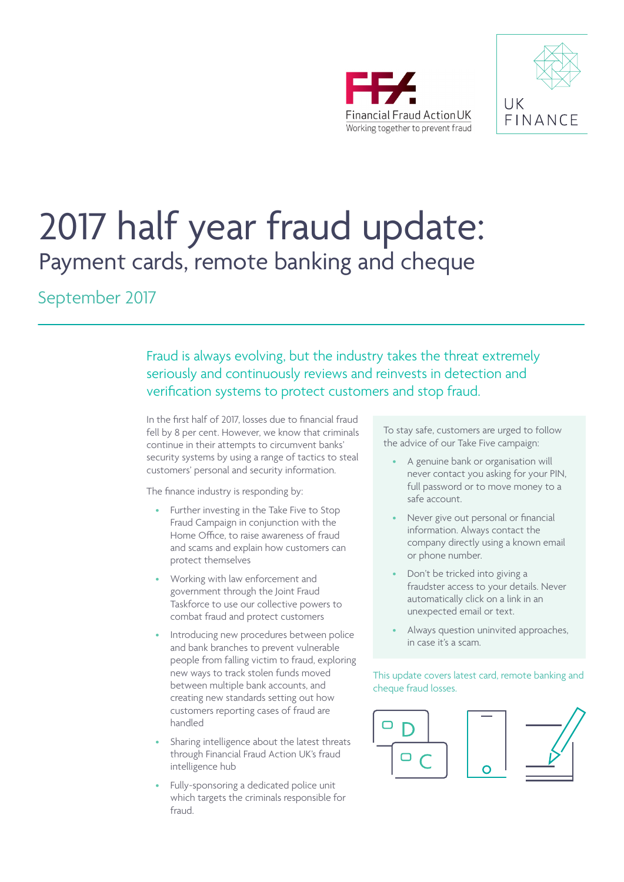Financial Fraud Action UK
Working together to prevent fraud

UK FINANCE

# 2017 half year fraud update:

## Payment cards, remote banking and cheque

September 2017

Fraud is always evolving, but the industry takes the threat extremely seriously and continuously reviews and reinvests in detection and verification systems to protect customers and stop fraud.

In the first half of 2017, losses due to financial fraud fell by 8 per cent. However, we know that criminals continue in their attempts to circumvent banks' security systems by using a range of tactics to steal customers' personal and security information.

The finance industry is responding by:

- Further investing in the Take Five to Stop Fraud Campaign in conjunction with the Home Office, to raise awareness of fraud and scams and explain how customers can protect themselves
- Working with law enforcement and government through the Joint Fraud Taskforce to use our collective powers to combat fraud and protect customers
- Introducing new procedures between police and bank branches to prevent vulnerable people from falling victim to fraud, exploring new ways to track stolen funds moved between multiple bank accounts, and creating new standards setting out how customers reporting cases of fraud are handled
- Sharing intelligence about the latest threats through Financial Fraud Action UK's fraud intelligence hub
- Fully-sponsoring a dedicated police unit which targets the criminals responsible for fraud.

To stay safe, customers are urged to follow the advice of our Take Five campaign:

- A genuine bank or organisation will never contact you asking for your PIN, full password or to move money to a safe account.
- Never give out personal or financial information. Always contact the company directly using a known email or phone number.
- Don't be tricked into giving a fraudster access to your details. Never automatically click on a link in an unexpected email or text.
- Always question uninvited approaches, in case it's a scam.

This update covers latest card, remote banking and cheque fraud losses.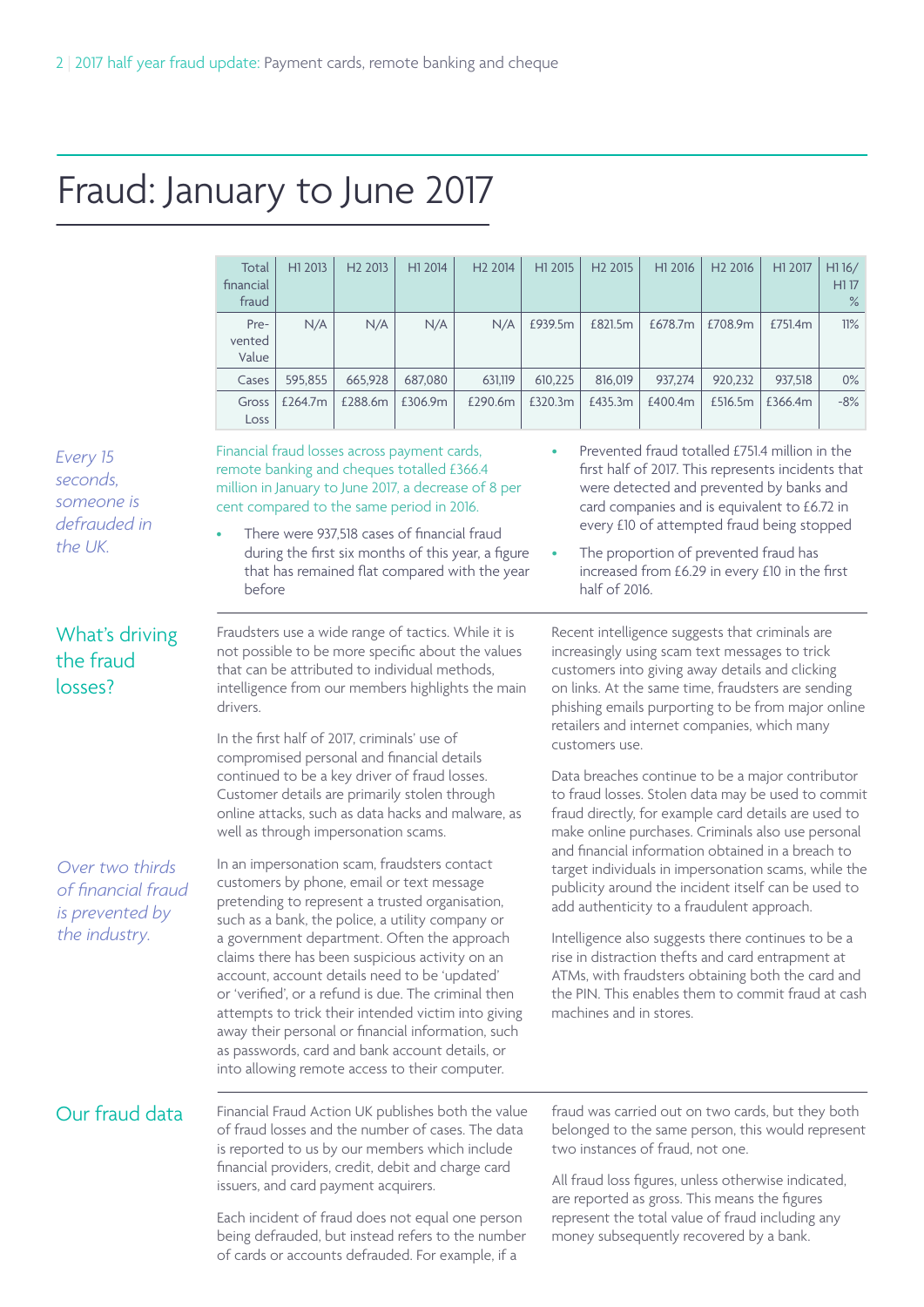# Fraud: January to June 2017

| Total financial fraud | H1 2013 | H2 2013 | H1 2014 | H2 2014 | H1 2015 | H2 2015 | H1 2016 | H2 2016 | H1 2017 | H1 16/ H1 17 % |
|---|---|---|---|---|---|---|---|---|---|---|
| Prevented Value | N/A | N/A | N/A | N/A | £939.5m | £821.5m | £678.7m | £708.9m | £751.4m | 11% |
| Cases | 595,855 | 665,928 | 687,080 | 631,119 | 610,225 | 816,019 | 937,274 | 920,232 | 937,518 | 0% |
| Gross Loss | £264.7m | £288.6m | £306.9m | £290.6m | £320.3m | £435.3m | £400.4m | £516.5m | £366.4m | -8% |

*Every 15 seconds, someone is defrauded in the UK.*

Financial fraud losses across payment cards, remote banking and cheques totalled £366.4 million in January to June 2017, a decrease of 8 per cent compared to the same period in 2016.

- There were 937,518 cases of financial fraud during the first six months of this year, a figure that has remained flat compared with the year before
- Prevented fraud totalled £751.4 million in the first half of 2017. This represents incidents that were detected and prevented by banks and card companies and is equivalent to £6.72 in every £10 of attempted fraud being stopped
- The proportion of prevented fraud has increased from £6.29 in every £10 in the first half of 2016.

## What's driving the fraud losses?

*Over two thirds of financial fraud is prevented by the industry.*

Fraudsters use a wide range of tactics. While it is not possible to be more specific about the values that can be attributed to individual methods, intelligence from our members highlights the main drivers.

In the first half of 2017, criminals' use of compromised personal and financial details continued to be a key driver of fraud losses. Customer details are primarily stolen through online attacks, such as data hacks and malware, as well as through impersonation scams.

In an impersonation scam, fraudsters contact customers by phone, email or text message pretending to represent a trusted organisation, such as a bank, the police, a utility company or a government department. Often the approach claims there has been suspicious activity on an account, account details need to be 'updated' or 'verified', or a refund is due. The criminal then attempts to trick their intended victim into giving away their personal or financial information, such as passwords, card and bank account details, or into allowing remote access to their computer.

Recent intelligence suggests that criminals are increasingly using scam text messages to trick customers into giving away details and clicking on links. At the same time, fraudsters are sending phishing emails purporting to be from major online retailers and internet companies, which many customers use.

Data breaches continue to be a major contributor to fraud losses. Stolen data may be used to commit fraud directly, for example card details are used to make online purchases. Criminals also use personal and financial information obtained in a breach to target individuals in impersonation scams, while the publicity around the incident itself can be used to add authenticity to a fraudulent approach.

Intelligence also suggests there continues to be a rise in distraction thefts and card entrapment at ATMs, with fraudsters obtaining both the card and the PIN. This enables them to commit fraud at cash machines and in stores.

## Our fraud data

Financial Fraud Action UK publishes both the value of fraud losses and the number of cases. The data is reported to us by our members which include financial providers, credit, debit and charge card issuers, and card payment acquirers.

Each incident of fraud does not equal one person being defrauded, but instead refers to the number of cards or accounts defrauded. For example, if a fraud was carried out on two cards, but they both belonged to the same person, this would represent two instances of fraud, not one.

All fraud loss figures, unless otherwise indicated, are reported as gross. This means the figures represent the total value of fraud including any money subsequently recovered by a bank.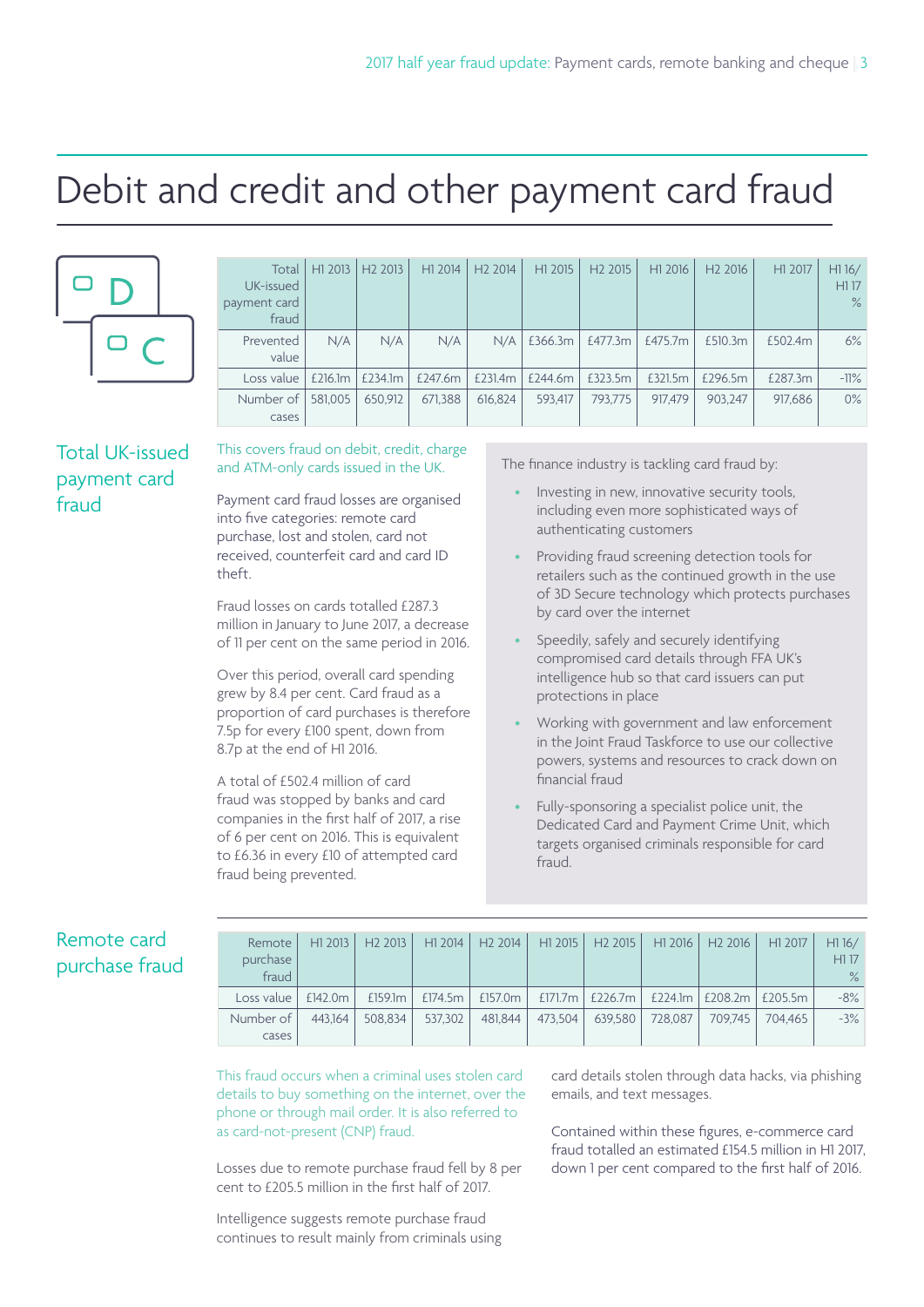# Debit and credit and other payment card fraud

| Total UK-issued payment card fraud | H1 2013 | H2 2013 | H1 2014 | H2 2014 | H1 2015 | H2 2015 | H1 2016 | H2 2016 | H1 2017 | H1 16/ H1 17 % |
|---|---|---|---|---|---|---|---|---|---|---|
| Prevented value | N/A | N/A | N/A | N/A | £366.3m | £477.3m | £475.7m | £510.3m | £502.4m | 6% |
| Loss value | £216.1m | £234.1m | £247.6m | £231.4m | £244.6m | £323.5m | £321.5m | £296.5m | £287.3m | -11% |
| Number of cases | 581,005 | 650,912 | 671,388 | 616,824 | 593,417 | 793,775 | 917,479 | 903,247 | 917,686 | 0% |

## Total UK-issued payment card fraud

This covers fraud on debit, credit, charge and ATM-only cards issued in the UK.

Payment card fraud losses are organised into five categories: remote card purchase, lost and stolen, card not received, counterfeit card and card ID theft.

Fraud losses on cards totalled £287.3 million in January to June 2017, a decrease of 11 per cent on the same period in 2016.

Over this period, overall card spending grew by 8.4 per cent. Card fraud as a proportion of card purchases is therefore 7.5p for every £100 spent, down from 8.7p at the end of H1 2016.

A total of £502.4 million of card fraud was stopped by banks and card companies in the first half of 2017, a rise of 6 per cent on 2016. This is equivalent to £6.36 in every £10 of attempted card fraud being prevented.

The finance industry is tackling card fraud by:

- Investing in new, innovative security tools, including even more sophisticated ways of authenticating customers
- Providing fraud screening detection tools for retailers such as the continued growth in the use of 3D Secure technology which protects purchases by card over the internet
- Speedily, safely and securely identifying compromised card details through FFA UK's intelligence hub so that card issuers can put protections in place
- Working with government and law enforcement in the Joint Fraud Taskforce to use our collective powers, systems and resources to crack down on financial fraud
- Fully-sponsoring a specialist police unit, the Dedicated Card and Payment Crime Unit, which targets organised criminals responsible for card fraud.

## Remote card purchase fraud

| Remote purchase fraud | H1 2013 | H2 2013 | H1 2014 | H2 2014 | H1 2015 | H2 2015 | H1 2016 | H2 2016 | H1 2017 | H1 16/ H1 17 % |
|---|---|---|---|---|---|---|---|---|---|---|
| Loss value | £142.0m | £159.1m | £174.5m | £157.0m | £171.7m | £226.7m | £224.1m | £208.2m | £205.5m | -8% |
| Number of cases | 443,164 | 508,834 | 537,302 | 481,844 | 473,504 | 639,580 | 728,087 | 709,745 | 704,465 | -3% |

This fraud occurs when a criminal uses stolen card details to buy something on the internet, over the phone or through mail order. It is also referred to as card-not-present (CNP) fraud.

Losses due to remote purchase fraud fell by 8 per cent to £205.5 million in the first half of 2017.

Intelligence suggests remote purchase fraud continues to result mainly from criminals using card details stolen through data hacks, via phishing emails, and text messages.

Contained within these figures, e-commerce card fraud totalled an estimated £154.5 million in H1 2017, down 1 per cent compared to the first half of 2016.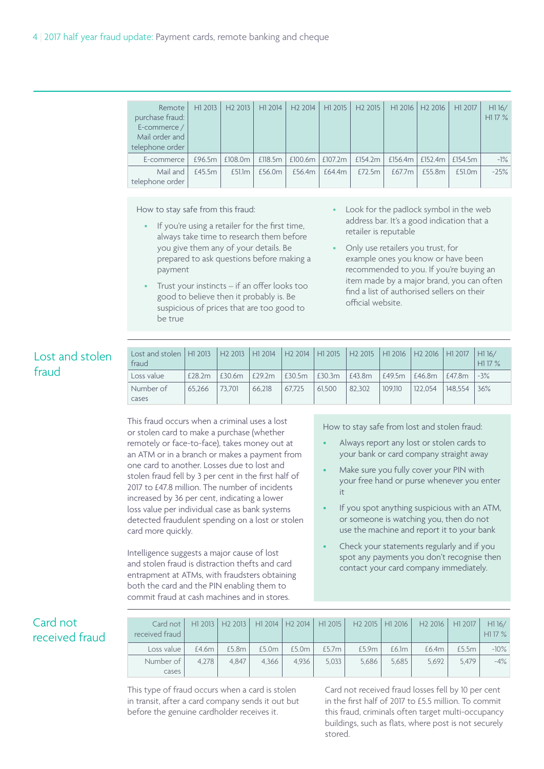| Remote purchase fraud: E-commerce / Mail order and telephone order | H1 2013 | H2 2013 | H1 2014 | H2 2014 | H1 2015 | H2 2015 | H1 2016 | H2 2016 | H1 2017 | H1 16/ H1 17 % |
|---|---|---|---|---|---|---|---|---|---|---|
| E-commerce | £96.5m | £108.0m | £118.5m | £100.6m | £107.2m | £154.2m | £156.4m | £152.4m | £154.5m | -1% |
| Mail and telephone order | £45.5m | £51.1m | £56.0m | £56.4m | £64.4m | £72.5m | £67.7m | £55.8m | £51.0m | -25% |

How to stay safe from this fraud:

- If you're using a retailer for the first time, always take time to research them before you give them any of your details. Be prepared to ask questions before making a payment
- Trust your instincts – if an offer looks too good to believe then it probably is. Be suspicious of prices that are too good to be true
- Look for the padlock symbol in the web address bar. It's a good indication that a retailer is reputable
- Only use retailers you trust, for example ones you know or have been recommended to you. If you're buying an item made by a major brand, you can often find a list of authorised sellers on their official website.

## Lost and stolen fraud

| Lost and stolen fraud | H1 2013 | H2 2013 | H1 2014 | H2 2014 | H1 2015 | H2 2015 | H1 2016 | H2 2016 | H1 2017 | H1 16/ H1 17 % |
|---|---|---|---|---|---|---|---|---|---|---|
| Loss value | £28.2m | £30.6m | £29.2m | £30.5m | £30.3m | £43.8m | £49.5m | £46.8m | £47.8m | -3% |
| Number of cases | 65,266 | 73,701 | 66,218 | 67,725 | 61,500 | 82,302 | 109,110 | 122,054 | 148,554 | 36% |

This fraud occurs when a criminal uses a lost or stolen card to make a purchase (whether remotely or face-to-face), takes money out at an ATM or in a branch or makes a payment from one card to another. Losses due to lost and stolen fraud fell by 3 per cent in the first half of 2017 to £47.8 million. The number of incidents increased by 36 per cent, indicating a lower loss value per individual case as bank systems detected fraudulent spending on a lost or stolen card more quickly.

Intelligence suggests a major cause of lost and stolen fraud is distraction thefts and card entrapment at ATMs, with fraudsters obtaining both the card and the PIN enabling them to commit fraud at cash machines and in stores.

How to stay safe from lost and stolen fraud:

- Always report any lost or stolen cards to your bank or card company straight away
- Make sure you fully cover your PIN with your free hand or purse whenever you enter it
- If you spot anything suspicious with an ATM, or someone is watching you, then do not use the machine and report it to your bank
- Check your statements regularly and if you spot any payments you don't recognise then contact your card company immediately.

## Card not received fraud

| Card not received fraud | H1 2013 | H2 2013 | H1 2014 | H2 2014 | H1 2015 | H2 2015 | H1 2016 | H2 2016 | H1 2017 | H1 16/ H1 17 % |
|---|---|---|---|---|---|---|---|---|---|---|
| Loss value | £4.6m | £5.8m | £5.0m | £5.0m | £5.7m | £5.9m | £6.1m | £6.4m | £5.5m | -10% |
| Number of cases | 4,278 | 4,847 | 4,366 | 4,936 | 5,033 | 5,686 | 5,685 | 5,692 | 5,479 | -4% |

This type of fraud occurs when a card is stolen in transit, after a card company sends it out but before the genuine cardholder receives it.

Card not received fraud losses fell by 10 per cent in the first half of 2017 to £5.5 million. To commit this fraud, criminals often target multi-occupancy buildings, such as flats, where post is not securely stored.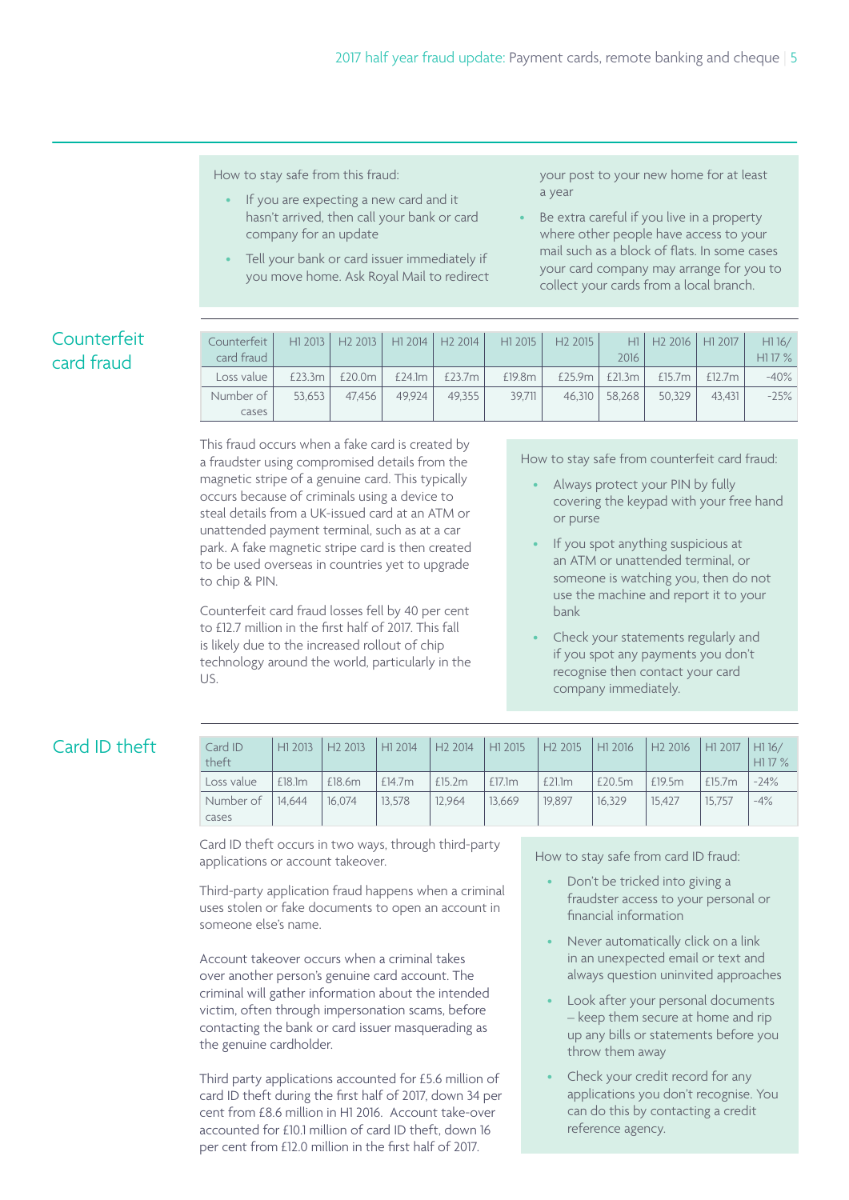How to stay safe from this fraud:

- If you are expecting a new card and it hasn't arrived, then call your bank or card company for an update
- Tell your bank or card issuer immediately if you move home. Ask Royal Mail to redirect your post to your new home for at least a year
- Be extra careful if you live in a property where other people have access to your mail such as a block of flats. In some cases your card company may arrange for you to collect your cards from a local branch.

## Counterfeit card fraud

| Counterfeit card fraud | H1 2013 | H2 2013 | H1 2014 | H2 2014 | H1 2015 | H2 2015 | H1 2016 | H2 2016 | H1 2017 | H1 16/ H1 17 % |
|---|---|---|---|---|---|---|---|---|---|---|
| Loss value | £23.3m | £20.0m | £24.1m | £23.7m | £19.8m | £25.9m | £21.3m | £15.7m | £12.7m | -40% |
| Number of cases | 53,653 | 47,456 | 49,924 | 49,355 | 39,711 | 46,310 | 58,268 | 50,329 | 43,431 | -25% |

This fraud occurs when a fake card is created by a fraudster using compromised details from the magnetic stripe of a genuine card. This typically occurs because of criminals using a device to steal details from a UK-issued card at an ATM or unattended payment terminal, such as at a car park. A fake magnetic stripe card is then created to be used overseas in countries yet to upgrade to chip & PIN.

Counterfeit card fraud losses fell by 40 per cent to £12.7 million in the first half of 2017. This fall is likely due to the increased rollout of chip technology around the world, particularly in the US.

How to stay safe from counterfeit card fraud:

- Always protect your PIN by fully covering the keypad with your free hand or purse
- If you spot anything suspicious at an ATM or unattended terminal, or someone is watching you, then do not use the machine and report it to your bank
- Check your statements regularly and if you spot any payments you don't recognise then contact your card company immediately.

## Card ID theft

| Card ID theft | H1 2013 | H2 2013 | H1 2014 | H2 2014 | H1 2015 | H2 2015 | H1 2016 | H2 2016 | H1 2017 | H1 16/ H1 17 % |
|---|---|---|---|---|---|---|---|---|---|---|
| Loss value | £18.1m | £18.6m | £14.7m | £15.2m | £17.1m | £21.1m | £20.5m | £19.5m | £15.7m | -24% |
| Number of cases | 14,644 | 16,074 | 13,578 | 12,964 | 13,669 | 19,897 | 16,329 | 15,427 | 15,757 | -4% |

Card ID theft occurs in two ways, through third-party applications or account takeover.

Third-party application fraud happens when a criminal uses stolen or fake documents to open an account in someone else's name.

Account takeover occurs when a criminal takes over another person's genuine card account. The criminal will gather information about the intended victim, often through impersonation scams, before contacting the bank or card issuer masquerading as the genuine cardholder.

Third party applications accounted for £5.6 million of card ID theft during the first half of 2017, down 34 per cent from £8.6 million in H1 2016. Account take-over accounted for £10.1 million of card ID theft, down 16 per cent from £12.0 million in the first half of 2017.

How to stay safe from card ID fraud:

- Don't be tricked into giving a fraudster access to your personal or financial information
- Never automatically click on a link in an unexpected email or text and always question uninvited approaches
- Look after your personal documents – keep them secure at home and rip up any bills or statements before you throw them away
- Check your credit record for any applications you don't recognise. You can do this by contacting a credit reference agency.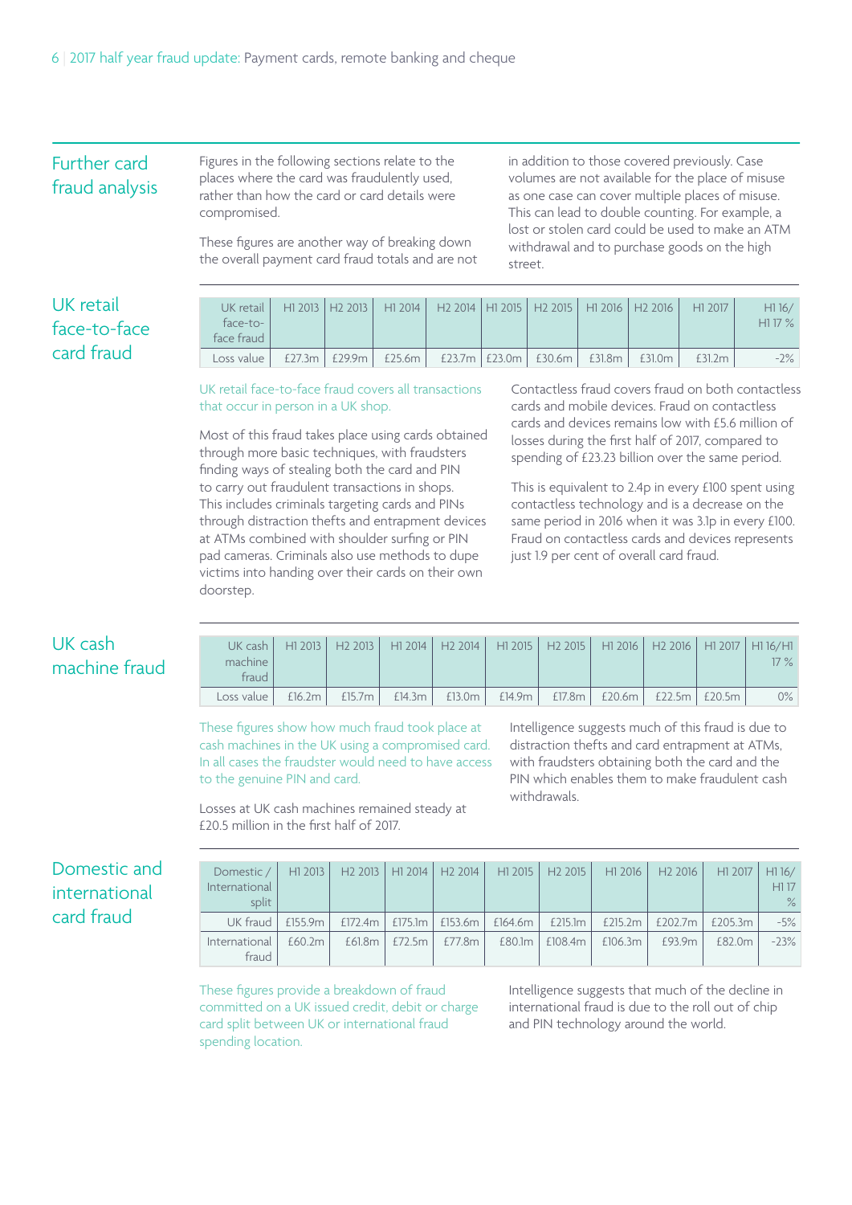## Further card fraud analysis

Figures in the following sections relate to the places where the card was fraudulently used, rather than how the card or card details were compromised.

These figures are another way of breaking down the overall payment card fraud totals and are not in addition to those covered previously. Case volumes are not available for the place of misuse as one case can cover multiple places of misuse. This can lead to double counting. For example, a lost or stolen card could be used to make an ATM withdrawal and to purchase goods on the high street.

## UK retail face-to-face card fraud

| UK retail face-to-face fraud | H1 2013 | H2 2013 | H1 2014 | H2 2014 | H1 2015 | H2 2015 | H1 2016 | H2 2016 | H1 2017 | H1 16/ H1 17 % |
|---|---|---|---|---|---|---|---|---|---|---|
| Loss value | £27.3m | £29.9m | £25.6m | £23.7m | £23.0m | £30.6m | £31.8m | £31.0m | £31.2m | -2% |

UK retail face-to-face fraud covers all transactions that occur in person in a UK shop.

Most of this fraud takes place using cards obtained through more basic techniques, with fraudsters finding ways of stealing both the card and PIN to carry out fraudulent transactions in shops. This includes criminals targeting cards and PINs through distraction thefts and entrapment devices at ATMs combined with shoulder surfing or PIN pad cameras. Criminals also use methods to dupe victims into handing over their cards on their own doorstep.

Contactless fraud covers fraud on both contactless cards and mobile devices. Fraud on contactless cards and devices remains low with £5.6 million of losses during the first half of 2017, compared to spending of £23.23 billion over the same period.

This is equivalent to 2.4p in every £100 spent using contactless technology and is a decrease on the same period in 2016 when it was 3.1p in every £100. Fraud on contactless cards and devices represents just 1.9 per cent of overall card fraud.

## UK cash machine fraud

| UK cash machine fraud | H1 2013 | H2 2013 | H1 2014 | H2 2014 | H1 2015 | H2 2015 | H1 2016 | H2 2016 | H1 2017 | H1 16/H1 17 % |
|---|---|---|---|---|---|---|---|---|---|---|
| Loss value | £16.2m | £15.7m | £14.3m | £13.0m | £14.9m | £17.8m | £20.6m | £22.5m | £20.5m | 0% |

These figures show how much fraud took place at cash machines in the UK using a compromised card. In all cases the fraudster would need to have access to the genuine PIN and card.

Losses at UK cash machines remained steady at £20.5 million in the first half of 2017.

Intelligence suggests much of this fraud is due to distraction thefts and card entrapment at ATMs, with fraudsters obtaining both the card and the PIN which enables them to make fraudulent cash withdrawals.

## Domestic and international card fraud

| Domestic / International split | H1 2013 | H2 2013 | H1 2014 | H2 2014 | H1 2015 | H2 2015 | H1 2016 | H2 2016 | H1 2017 | H1 16/ H1 17 % |
|---|---|---|---|---|---|---|---|---|---|---|
| UK fraud | £155.9m | £172.4m | £175.1m | £153.6m | £164.6m | £215.1m | £215.2m | £202.7m | £205.3m | -5% |
| International fraud | £60.2m | £61.8m | £72.5m | £77.8m | £80.1m | £108.4m | £106.3m | £93.9m | £82.0m | -23% |

These figures provide a breakdown of fraud committed on a UK issued credit, debit or charge card split between UK or international fraud spending location.

Intelligence suggests that much of the decline in international fraud is due to the roll out of chip and PIN technology around the world.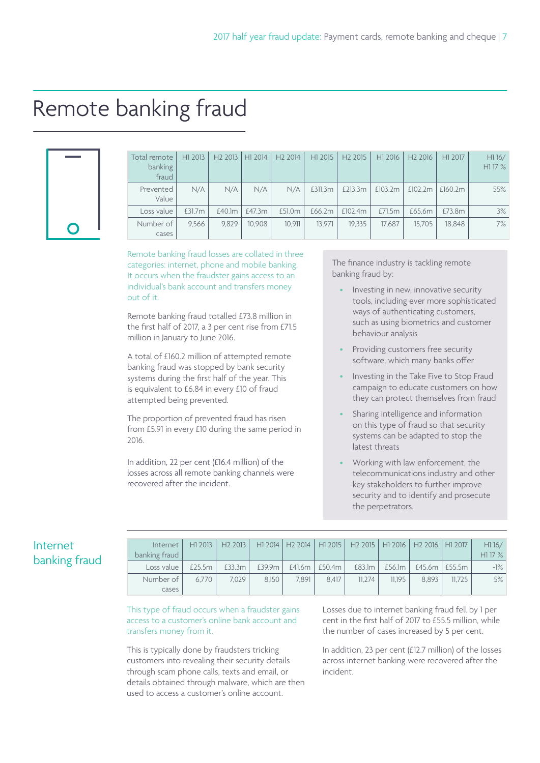# Remote banking fraud

| Total remote banking fraud | H1 2013 | H2 2013 | H1 2014 | H2 2014 | H1 2015 | H2 2015 | H1 2016 | H2 2016 | H1 2017 | H1 16/ H1 17 % |
|---|---|---|---|---|---|---|---|---|---|---|
| Prevented Value | N/A | N/A | N/A | N/A | £311.3m | £213.3m | £103.2m | £102.2m | £160.2m | 55% |
| Loss value | £31.7m | £40.1m | £47.3m | £51.0m | £66.2m | £102.4m | £71.5m | £65.6m | £73.8m | 3% |
| Number of cases | 9,566 | 9,829 | 10,908 | 10,911 | 13,971 | 19,335 | 17,687 | 15,705 | 18,848 | 7% |

Remote banking fraud losses are collated in three categories: internet, phone and mobile banking. It occurs when the fraudster gains access to an individual's bank account and transfers money out of it.

Remote banking fraud totalled £73.8 million in the first half of 2017, a 3 per cent rise from £71.5 million in January to June 2016.

A total of £160.2 million of attempted remote banking fraud was stopped by bank security systems during the first half of the year. This is equivalent to £6.84 in every £10 of fraud attempted being prevented.

The proportion of prevented fraud has risen from £5.91 in every £10 during the same period in 2016.

In addition, 22 per cent (£16.4 million) of the losses across all remote banking channels were recovered after the incident.

The finance industry is tackling remote banking fraud by:

- Investing in new, innovative security tools, including ever more sophisticated ways of authenticating customers, such as using biometrics and customer behaviour analysis
- Providing customers free security software, which many banks offer
- Investing in the Take Five to Stop Fraud campaign to educate customers on how they can protect themselves from fraud
- Sharing intelligence and information on this type of fraud so that security systems can be adapted to stop the latest threats
- Working with law enforcement, the telecommunications industry and other key stakeholders to further improve security and to identify and prosecute the perpetrators.

## Internet banking fraud

| Internet banking fraud | H1 2013 | H2 2013 | H1 2014 | H2 2014 | H1 2015 | H2 2015 | H1 2016 | H2 2016 | H1 2017 | H1 16/ H1 17 % |
|---|---|---|---|---|---|---|---|---|---|---|
| Loss value | £25.5m | £33.3m | £39.9m | £41.6m | £50.4m | £83.1m | £56.1m | £45.6m | £55.5m | -1% |
| Number of cases | 6,770 | 7,029 | 8,150 | 7,891 | 8,417 | 11,274 | 11,195 | 8,893 | 11,725 | 5% |

This type of fraud occurs when a fraudster gains access to a customer's online bank account and transfers money from it.

This is typically done by fraudsters tricking customers into revealing their security details through scam phone calls, texts and email, or details obtained through malware, which are then used to access a customer's online account.

Losses due to internet banking fraud fell by 1 per cent in the first half of 2017 to £55.5 million, while the number of cases increased by 5 per cent.

In addition, 23 per cent (£12.7 million) of the losses across internet banking were recovered after the incident.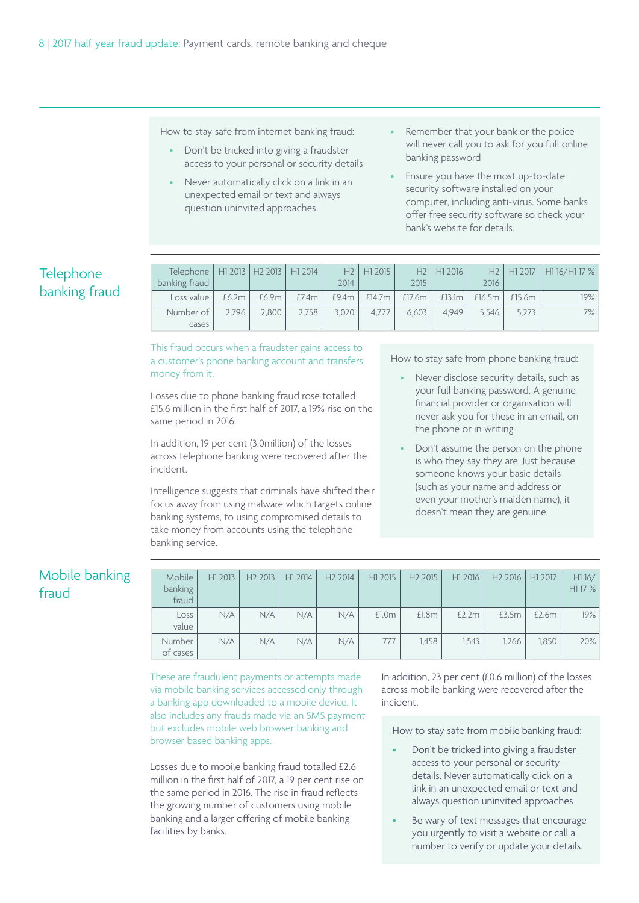How to stay safe from internet banking fraud:

- Don't be tricked into giving a fraudster access to your personal or security details
- Never automatically click on a link in an unexpected email or text and always question uninvited approaches
- Remember that your bank or the police will never call you to ask for you full online banking password
- Ensure you have the most up-to-date security software installed on your computer, including anti-virus. Some banks offer free security software so check your bank's website for details.

## Telephone banking fraud

| Telephone banking fraud | H1 2013 | H2 2013 | H1 2014 | H2 2014 | H1 2015 | H2 2015 | H1 2016 | H2 2016 | H1 2017 | H1 16/H1 17 % |
|---|---|---|---|---|---|---|---|---|---|---|
| Loss value | £6.2m | £6.9m | £7.4m | £9.4m | £14.7m | £17.6m | £13.1m | £16.5m | £15.6m | 19% |
| Number of cases | 2,796 | 2,800 | 2,758 | 3,020 | 4,777 | 6,603 | 4,949 | 5,546 | 5,273 | 7% |

This fraud occurs when a fraudster gains access to a customer's phone banking account and transfers money from it.

Losses due to phone banking fraud rose totalled £15.6 million in the first half of 2017, a 19% rise on the same period in 2016.

In addition, 19 per cent (3.0million) of the losses across telephone banking were recovered after the incident.

Intelligence suggests that criminals have shifted their focus away from using malware which targets online banking systems, to using compromised details to take money from accounts using the telephone banking service.

How to stay safe from phone banking fraud:

- Never disclose security details, such as your full banking password. A genuine financial provider or organisation will never ask you for these in an email, on the phone or in writing
- Don't assume the person on the phone is who they say they are. Just because someone knows your basic details (such as your name and address or even your mother's maiden name), it doesn't mean they are genuine.

## Mobile banking fraud

| Mobile banking fraud | H1 2013 | H2 2013 | H1 2014 | H2 2014 | H1 2015 | H2 2015 | H1 2016 | H2 2016 | H1 2017 | H1 16/ H1 17 % |
|---|---|---|---|---|---|---|---|---|---|---|
| Loss value | N/A | N/A | N/A | N/A | £1.0m | £1.8m | £2.2m | £3.5m | £2.6m | 19% |
| Number of cases | N/A | N/A | N/A | N/A | 777 | 1,458 | 1,543 | 1,266 | 1,850 | 20% |

These are fraudulent payments or attempts made via mobile banking services accessed only through a banking app downloaded to a mobile device. It also includes any frauds made via an SMS payment but excludes mobile web browser banking and browser based banking apps.

Losses due to mobile banking fraud totalled £2.6 million in the first half of 2017, a 19 per cent rise on the same period in 2016. The rise in fraud reflects the growing number of customers using mobile banking and a larger offering of mobile banking facilities by banks.

In addition, 23 per cent (£0.6 million) of the losses across mobile banking were recovered after the incident.

How to stay safe from mobile banking fraud:

- Don't be tricked into giving a fraudster access to your personal or security details. Never automatically click on a link in an unexpected email or text and always question uninvited approaches
- Be wary of text messages that encourage you urgently to visit a website or call a number to verify or update your details.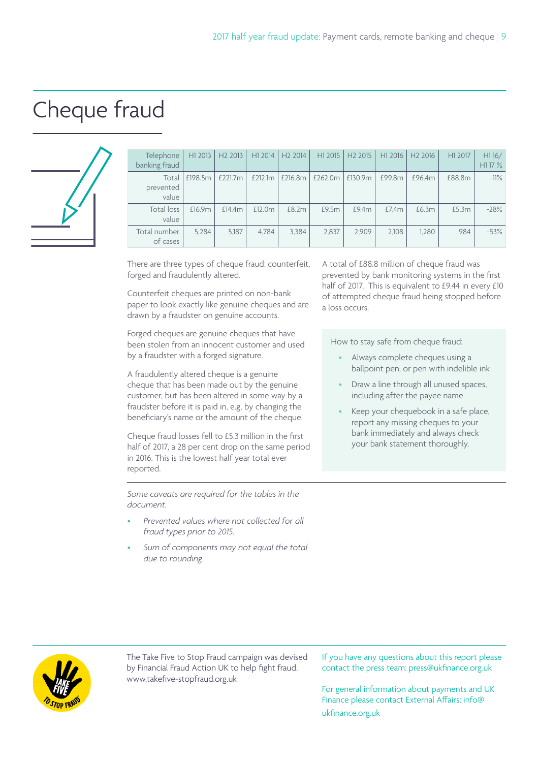# Cheque fraud

| Telephone banking fraud | H1 2013 | H2 2013 | H1 2014 | H2 2014 | H1 2015 | H2 2015 | H1 2016 | H2 2016 | H1 2017 | H1 16/ H1 17 % |
|---|---|---|---|---|---|---|---|---|---|---|
| Total prevented value | £198.5m | £221.7m | £212.1m | £216.8m | £262.0m | £130.9m | £99.8m | £96.4m | £88.8m | -11% |
| Total loss value | £16.9m | £14.4m | £12.0m | £8.2m | £9.5m | £9.4m | £7.4m | £6.3m | £5.3m | -28% |
| Total number of cases | 5,284 | 5,187 | 4,784 | 3,384 | 2,837 | 2,909 | 2,108 | 1,280 | 984 | -53% |

There are three types of cheque fraud: counterfeit, forged and fraudulently altered.

Counterfeit cheques are printed on non-bank paper to look exactly like genuine cheques and are drawn by a fraudster on genuine accounts.

Forged cheques are genuine cheques that have been stolen from an innocent customer and used by a fraudster with a forged signature.

A fraudulently altered cheque is a genuine cheque that has been made out by the genuine customer, but has been altered in some way by a fraudster before it is paid in, e.g. by changing the beneficiary's name or the amount of the cheque.

Cheque fraud losses fell to £5.3 million in the first half of 2017, a 28 per cent drop on the same period in 2016. This is the lowest half year total ever reported.

A total of £88.8 million of cheque fraud was prevented by bank monitoring systems in the first half of 2017. This is equivalent to £9.44 in every £10 of attempted cheque fraud being stopped before a loss occurs.

How to stay safe from cheque fraud:

- Always complete cheques using a ballpoint pen, or pen with indelible ink
- Draw a line through all unused spaces, including after the payee name
- Keep your chequebook in a safe place, report any missing cheques to your bank immediately and always check your bank statement thoroughly.

*Some caveats are required for the tables in the document.*

- *Prevented values where not collected for all fraud types prior to 2015.*
- *Sum of components may not equal the total due to rounding.*

The Take Five to Stop Fraud campaign was devised by Financial Fraud Action UK to help fight fraud. www.takefive-stopfraud.org.uk

If you have any questions about this report please contact the press team: press@ukfinance.org.uk

For general information about payments and UK Finance please contact External Affairs: info@ukfinance.org.uk